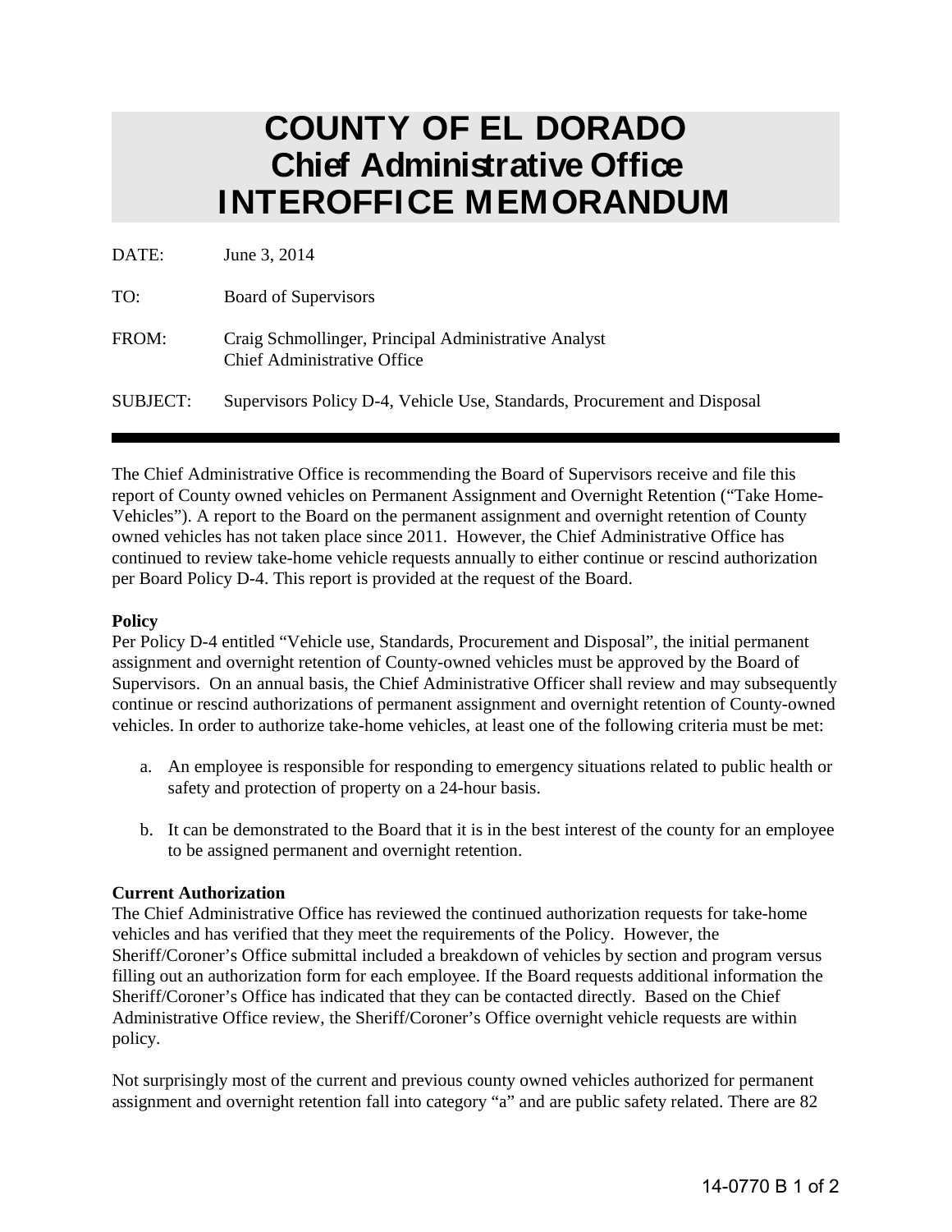# COUNTY OF EL DORADO
## Chief Administrative Office
## INTEROFFICE MEMORANDUM

DATE: June 3, 2014

TO: Board of Supervisors

FROM: Craig Schmollinger, Principal Administrative Analyst
Chief Administrative Office

SUBJECT: Supervisors Policy D-4, Vehicle Use, Standards, Procurement and Disposal

---

The Chief Administrative Office is recommending the Board of Supervisors receive and file this report of County owned vehicles on Permanent Assignment and Overnight Retention ("Take Home-Vehicles"). A report to the Board on the permanent assignment and overnight retention of County owned vehicles has not taken place since 2011. However, the Chief Administrative Office has continued to review take-home vehicle requests annually to either continue or rescind authorization per Board Policy D-4. This report is provided at the request of the Board.

**Policy**
Per Policy D-4 entitled "Vehicle use, Standards, Procurement and Disposal", the initial permanent assignment and overnight retention of County-owned vehicles must be approved by the Board of Supervisors. On an annual basis, the Chief Administrative Officer shall review and may subsequently continue or rescind authorizations of permanent assignment and overnight retention of County-owned vehicles. In order to authorize take-home vehicles, at least one of the following criteria must be met:

a. An employee is responsible for responding to emergency situations related to public health or safety and protection of property on a 24-hour basis.

b. It can be demonstrated to the Board that it is in the best interest of the county for an employee to be assigned permanent and overnight retention.

**Current Authorization**
The Chief Administrative Office has reviewed the continued authorization requests for take-home vehicles and has verified that they meet the requirements of the Policy. However, the Sheriff/Coroner's Office submittal included a breakdown of vehicles by section and program versus filling out an authorization form for each employee. If the Board requests additional information the Sheriff/Coroner's Office has indicated that they can be contacted directly. Based on the Chief Administrative Office review, the Sheriff/Coroner's Office overnight vehicle requests are within policy.

Not surprisingly most of the current and previous county owned vehicles authorized for permanent assignment and overnight retention fall into category "a" and are public safety related. There are 82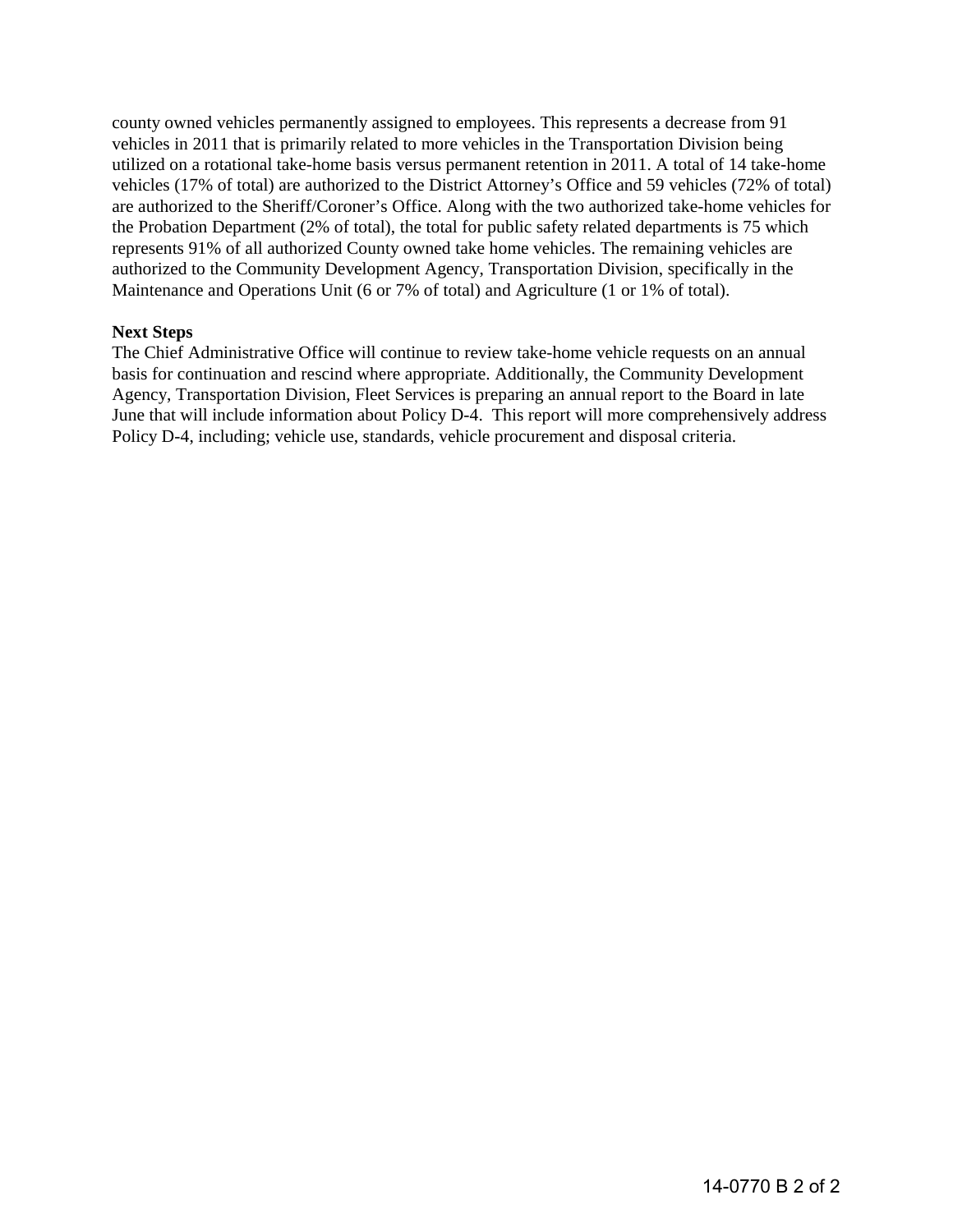county owned vehicles permanently assigned to employees. This represents a decrease from 91 vehicles in 2011 that is primarily related to more vehicles in the Transportation Division being utilized on a rotational take-home basis versus permanent retention in 2011. A total of 14 take-home vehicles (17% of total) are authorized to the District Attorney's Office and 59 vehicles (72% of total) are authorized to the Sheriff/Coroner's Office. Along with the two authorized take-home vehicles for the Probation Department (2% of total), the total for public safety related departments is 75 which represents 91% of all authorized County owned take home vehicles. The remaining vehicles are authorized to the Community Development Agency, Transportation Division, specifically in the Maintenance and Operations Unit (6 or 7% of total) and Agriculture (1 or 1% of total).

**Next Steps**

The Chief Administrative Office will continue to review take-home vehicle requests on an annual basis for continuation and rescind where appropriate. Additionally, the Community Development Agency, Transportation Division, Fleet Services is preparing an annual report to the Board in late June that will include information about Policy D-4. This report will more comprehensively address Policy D-4, including; vehicle use, standards, vehicle procurement and disposal criteria.